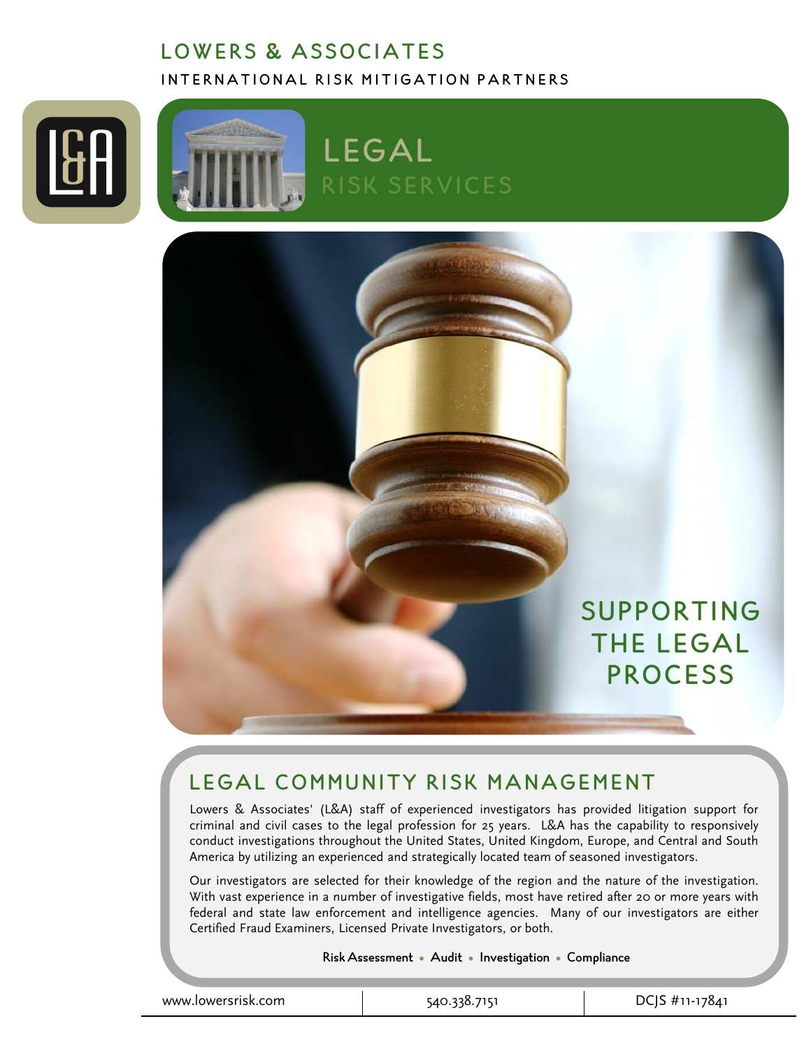# LOWERS & ASSOCIATES

INTERNATIONAL RISK MITIGATION PARTNERS

## LEGAL
RISK SERVICES

SUPPORTING THE LEGAL PROCESS

## LEGAL COMMUNITY RISK MANAGEMENT

Lowers & Associates' (L&A) staff of experienced investigators has provided litigation support for criminal and civil cases to the legal profession for 25 years. L&A has the capability to responsively conduct investigations throughout the United States, United Kingdom, Europe, and Central and South America by utilizing an experienced and strategically located team of seasoned investigators.

Our investigators are selected for their knowledge of the region and the nature of the investigation. With vast experience in a number of investigative fields, most have retired after 20 or more years with federal and state law enforcement and intelligence agencies. Many of our investigators are either Certified Fraud Examiners, Licensed Private Investigators, or both.

**Risk Assessment • Audit • Investigation • Compliance**

www.lowersrisk.com | 540.338.7151 | DCJS #11-17841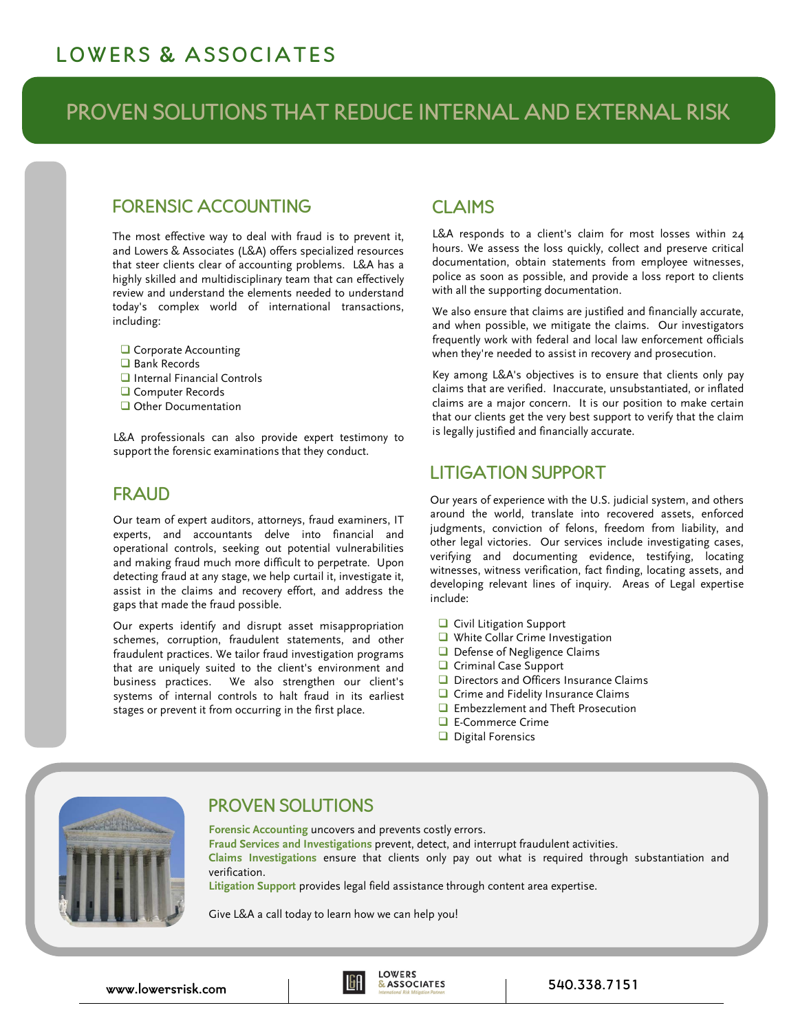# LOWERS & ASSOCIATES

## PROVEN SOLUTIONS THAT REDUCE INTERNAL AND EXTERNAL RISK

### FORENSIC ACCOUNTING

The most effective way to deal with fraud is to prevent it, and Lowers & Associates (L&A) offers specialized resources that steer clients clear of accounting problems. L&A has a highly skilled and multidisciplinary team that can effectively review and understand the elements needed to understand today's complex world of international transactions, including:

- Corporate Accounting
- Bank Records
- Internal Financial Controls
- Computer Records
- Other Documentation

L&A professionals can also provide expert testimony to support the forensic examinations that they conduct.

### FRAUD

Our team of expert auditors, attorneys, fraud examiners, IT experts, and accountants delve into financial and operational controls, seeking out potential vulnerabilities and making fraud much more difficult to perpetrate. Upon detecting fraud at any stage, we help curtail it, investigate it, assist in the claims and recovery effort, and address the gaps that made the fraud possible.

Our experts identify and disrupt asset misappropriation schemes, corruption, fraudulent statements, and other fraudulent practices. We tailor fraud investigation programs that are uniquely suited to the client's environment and business practices. We also strengthen our client's systems of internal controls to halt fraud in its earliest stages or prevent it from occurring in the first place.

### CLAIMS

L&A responds to a client's claim for most losses within 24 hours. We assess the loss quickly, collect and preserve critical documentation, obtain statements from employee witnesses, police as soon as possible, and provide a loss report to clients with all the supporting documentation.

We also ensure that claims are justified and financially accurate, and when possible, we mitigate the claims. Our investigators frequently work with federal and local law enforcement officials when they're needed to assist in recovery and prosecution.

Key among L&A's objectives is to ensure that clients only pay claims that are verified. Inaccurate, unsubstantiated, or inflated claims are a major concern. It is our position to make certain that our clients get the very best support to verify that the claim is legally justified and financially accurate.

### LITIGATION SUPPORT

Our years of experience with the U.S. judicial system, and others around the world, translate into recovered assets, enforced judgments, conviction of felons, freedom from liability, and other legal victories. Our services include investigating cases, verifying and documenting evidence, testifying, locating witnesses, witness verification, fact finding, locating assets, and developing relevant lines of inquiry. Areas of Legal expertise include:

- Civil Litigation Support
- White Collar Crime Investigation
- Defense of Negligence Claims
- Criminal Case Support
- Directors and Officers Insurance Claims
- Crime and Fidelity Insurance Claims
- Embezzlement and Theft Prosecution
- E-Commerce Crime
- Digital Forensics

### PROVEN SOLUTIONS

**Forensic Accounting** uncovers and prevents costly errors.
**Fraud Services and Investigations** prevent, detect, and interrupt fraudulent activities.
**Claims Investigations** ensure that clients only pay out what is required through substantiation and verification.
**Litigation Support** provides legal field assistance through content area expertise.

Give L&A a call today to learn how we can help you!

www.lowersrisk.com | LOWERS & ASSOCIATES International Risk Mitigation Partners | 540.338.7151